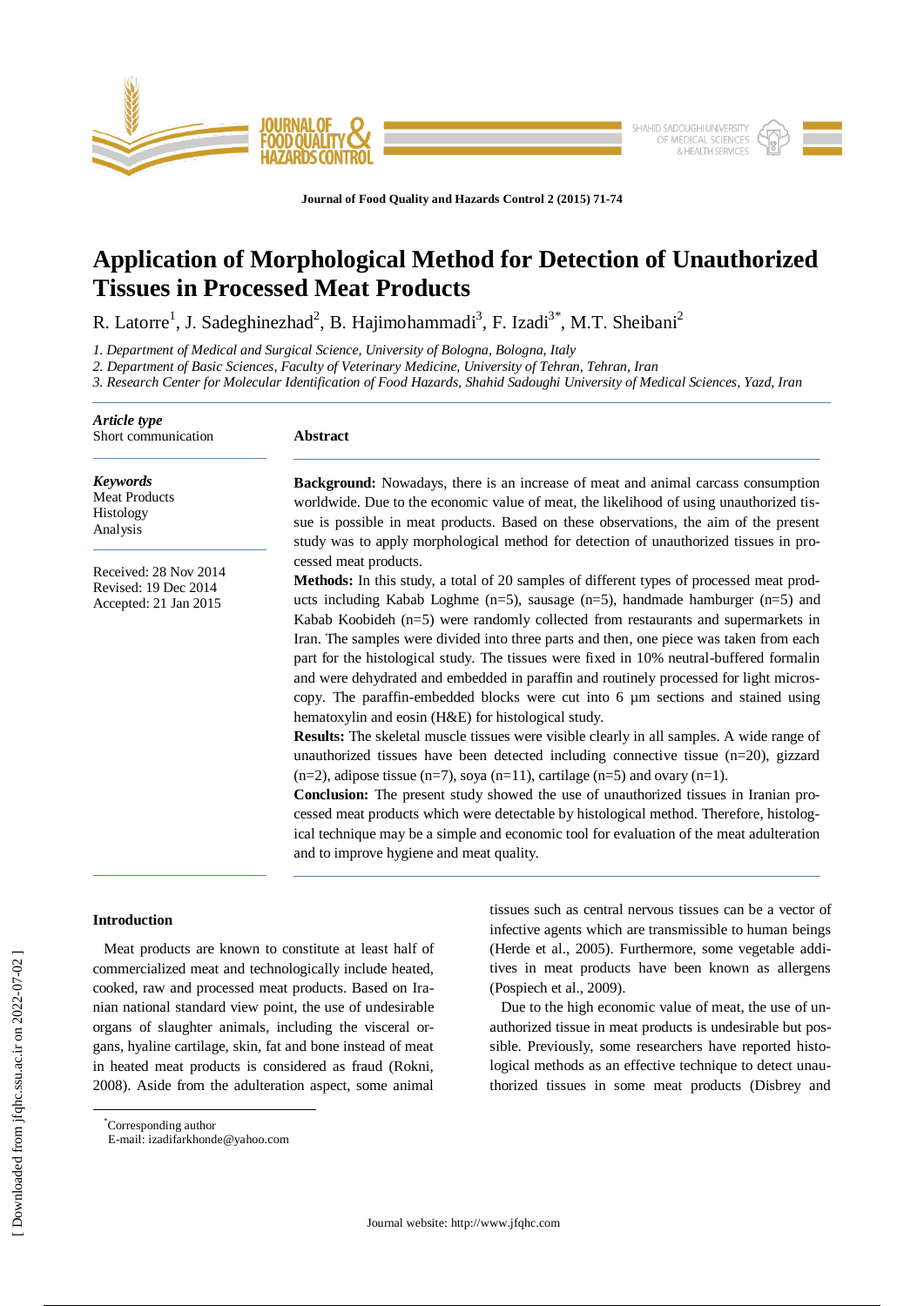# Application of Morphological Method for Detection of Unauthorized Tissues in Processed Meat Products

R. Latorre[1], J. Sadeghinezhad[2], B. Hajimohammadi[3], F. Izadi[3*], M.T. Sheibani[2]

*1. Department of Medical and Surgical Science, University of Bologna, Bologna, Italy*
*2. Department of Basic Sciences, Faculty of Veterinary Medicine, University of Tehran, Tehran, Iran*
*3. Research Center for Molecular Identification of Food Hazards, Shahid Sadoughi University of Medical Sciences, Yazd, Iran*

***Article type***
Short communication

***Keywords***
Meat Products
Histology
Analysis

Received: 28 Nov 2014
Revised: 19 Dec 2014
Accepted: 21 Jan 2015

## Abstract

**Background:** Nowadays, there is an increase of meat and animal carcass consumption worldwide. Due to the economic value of meat, the likelihood of using unauthorized tissue is possible in meat products. Based on these observations, the aim of the present study was to apply morphological method for detection of unauthorized tissues in processed meat products.

**Methods:** In this study, a total of 20 samples of different types of processed meat products including Kabab Loghme (n=5), sausage (n=5), handmade hamburger (n=5) and Kabab Koobideh (n=5) were randomly collected from restaurants and supermarkets in Iran. The samples were divided into three parts and then, one piece was taken from each part for the histological study. The tissues were fixed in 10% neutral-buffered formalin and were dehydrated and embedded in paraffin and routinely processed for light microscopy. The paraffin-embedded blocks were cut into 6 µm sections and stained using hematoxylin and eosin (H&E) for histological study.

**Results:** The skeletal muscle tissues were visible clearly in all samples. A wide range of unauthorized tissues have been detected including connective tissue (n=20), gizzard (n=2), adipose tissue (n=7), soya (n=11), cartilage (n=5) and ovary (n=1).

**Conclusion:** The present study showed the use of unauthorized tissues in Iranian processed meat products which were detectable by histological method. Therefore, histological technique may be a simple and economic tool for evaluation of the meat adulteration and to improve hygiene and meat quality.

## Introduction

Meat products are known to constitute at least half of commercialized meat and technologically include heated, cooked, raw and processed meat products. Based on Iranian national standard view point, the use of undesirable organs of slaughter animals, including the visceral organs, hyaline cartilage, skin, fat and bone instead of meat in heated meat products is considered as fraud (Rokni, 2008). Aside from the adulteration aspect, some animal tissues such as central nervous tissues can be a vector of infective agents which are transmissible to human beings (Herde et al., 2005). Furthermore, some vegetable additives in meat products have been known as allergens (Pospiech et al., 2009).

Due to the high economic value of meat, the use of unauthorized tissue in meat products is undesirable but possible. Previously, some researchers have reported histological methods as an effective technique to detect unauthorized tissues in some meat products (Disbrey and

[*]Corresponding author
E-mail: izadifarkhonde@yahoo.com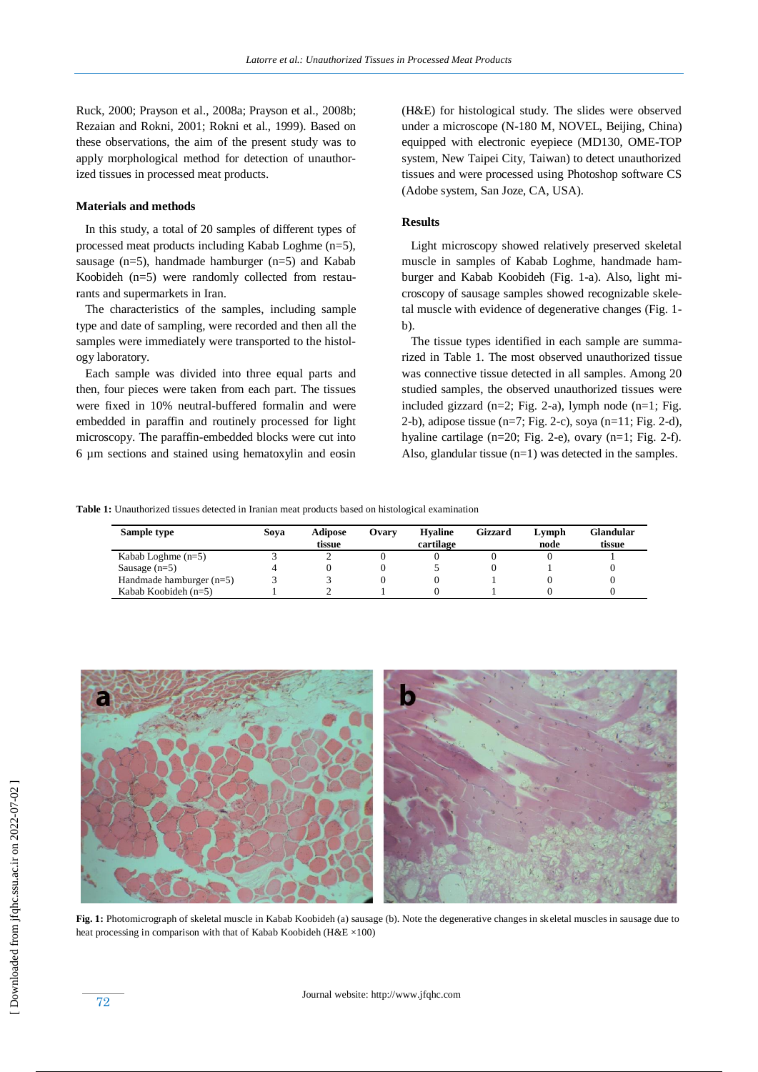Ruck, 2000; Prayson et al., 2008a; Prayson et al., 2008b; Rezaian and Rokni, 2001; Rokni et al., 1999). Based on these observations, the aim of the present study was to apply morphological method for detection of unauthorized tissues in processed meat products.

## Materials and methods

In this study, a total of 20 samples of different types of processed meat products including Kabab Loghme (n=5), sausage (n=5), handmade hamburger (n=5) and Kabab Koobideh (n=5) were randomly collected from restaurants and supermarkets in Iran.

The characteristics of the samples, including sample type and date of sampling, were recorded and then all the samples were immediately were transported to the histology laboratory.

Each sample was divided into three equal parts and then, four pieces were taken from each part. The tissues were fixed in 10% neutral-buffered formalin and were embedded in paraffin and routinely processed for light microscopy. The paraffin-embedded blocks were cut into 6 µm sections and stained using hematoxylin and eosin (H&E) for histological study. The slides were observed under a microscope (N-180 M, NOVEL, Beijing, China) equipped with electronic eyepiece (MD130, OME-TOP system, New Taipei City, Taiwan) to detect unauthorized tissues and were processed using Photoshop software CS (Adobe system, San Joze, CA, USA).

## Results

Light microscopy showed relatively preserved skeletal muscle in samples of Kabab Loghme, handmade hamburger and Kabab Koobideh (Fig. 1-a). Also, light microscopy of sausage samples showed recognizable skeletal muscle with evidence of degenerative changes (Fig. 1-b).

The tissue types identified in each sample are summarized in Table 1. The most observed unauthorized tissue was connective tissue detected in all samples. Among 20 studied samples, the observed unauthorized tissues were included gizzard (n=2; Fig. 2-a), lymph node (n=1; Fig. 2-b), adipose tissue (n=7; Fig. 2-c), soya (n=11; Fig. 2-d), hyaline cartilage (n=20; Fig. 2-e), ovary (n=1; Fig. 2-f). Also, glandular tissue (n=1) was detected in the samples.

**Table 1:** Unauthorized tissues detected in Iranian meat products based on histological examination

| Sample type | Soya | Adipose tissue | Ovary | Hyaline cartilage | Gizzard | Lymph node | Glandular tissue |
|---|---|---|---|---|---|---|---|
| Kabab Loghme (n=5) | 3 | 2 | 0 | 0 | 0 | 0 | 1 |
| Sausage (n=5) | 4 | 0 | 0 | 5 | 0 | 1 | 0 |
| Handmade hamburger (n=5) | 3 | 3 | 0 | 0 | 1 | 0 | 0 |
| Kabab Koobideh (n=5) | 1 | 2 | 1 | 0 | 1 | 0 | 0 |

**Fig. 1:** Photomicrograph of skeletal muscle in Kabab Koobideh (a) sausage (b). Note the degenerative changes in skeletal muscles in sausage due to heat processing in comparison with that of Kabab Koobideh (H&E ×100)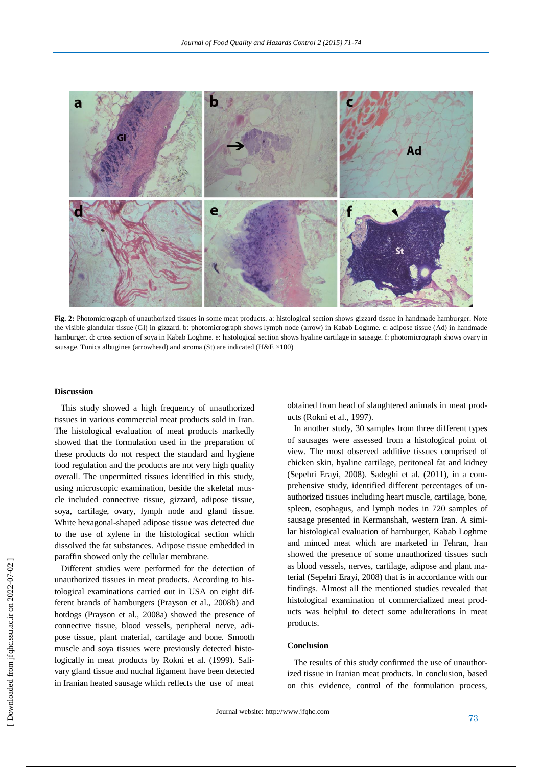**Fig. 2:** Photomicrograph of unauthorized tissues in some meat products. a: histological section shows gizzard tissue in handmade hamburger. Note the visible glandular tissue (Gl) in gizzard. b: photomicrograph shows lymph node (arrow) in Kabab Loghme. c: adipose tissue (Ad) in handmade hamburger. d: cross section of soya in Kabab Loghme. e: histological section shows hyaline cartilage in sausage. f: photomicrograph shows ovary in sausage. Tunica albuginea (arrowhead) and stroma (St) are indicated (H&E ×100)

**Discussion**

This study showed a high frequency of unauthorized tissues in various commercial meat products sold in Iran. The histological evaluation of meat products markedly showed that the formulation used in the preparation of these products do not respect the standard and hygiene food regulation and the products are not very high quality overall. The unpermitted tissues identified in this study, using microscopic examination, beside the skeletal muscle included connective tissue, gizzard, adipose tissue, soya, cartilage, ovary, lymph node and gland tissue. White hexagonal-shaped adipose tissue was detected due to the use of xylene in the histological section which dissolved the fat substances. Adipose tissue embedded in paraffin showed only the cellular membrane.

Different studies were performed for the detection of unauthorized tissues in meat products. According to histological examinations carried out in USA on eight different brands of hamburgers (Prayson et al., 2008b) and hotdogs (Prayson et al., 2008a) showed the presence of connective tissue, blood vessels, peripheral nerve, adipose tissue, plant material, cartilage and bone. Smooth muscle and soya tissues were previously detected histologically in meat products by Rokni et al. (1999). Salivary gland tissue and nuchal ligament have been detected in Iranian heated sausage which reflects the use of meat obtained from head of slaughtered animals in meat products (Rokni et al., 1997).

In another study, 30 samples from three different types of sausages were assessed from a histological point of view. The most observed additive tissues comprised of chicken skin, hyaline cartilage, peritoneal fat and kidney (Sepehri Erayi, 2008). Sadeghi et al. (2011), in a comprehensive study, identified different percentages of unauthorized tissues including heart muscle, cartilage, bone, spleen, esophagus, and lymph nodes in 720 samples of sausage presented in Kermanshah, western Iran. A similar histological evaluation of hamburger, Kabab Loghme and minced meat which are marketed in Tehran, Iran showed the presence of some unauthorized tissues such as blood vessels, nerves, cartilage, adipose and plant material (Sepehri Erayi, 2008) that is in accordance with our findings. Almost all the mentioned studies revealed that histological examination of commercialized meat products was helpful to detect some adulterations in meat products.

**Conclusion**

The results of this study confirmed the use of unauthorized tissue in Iranian meat products. In conclusion, based on this evidence, control of the formulation process,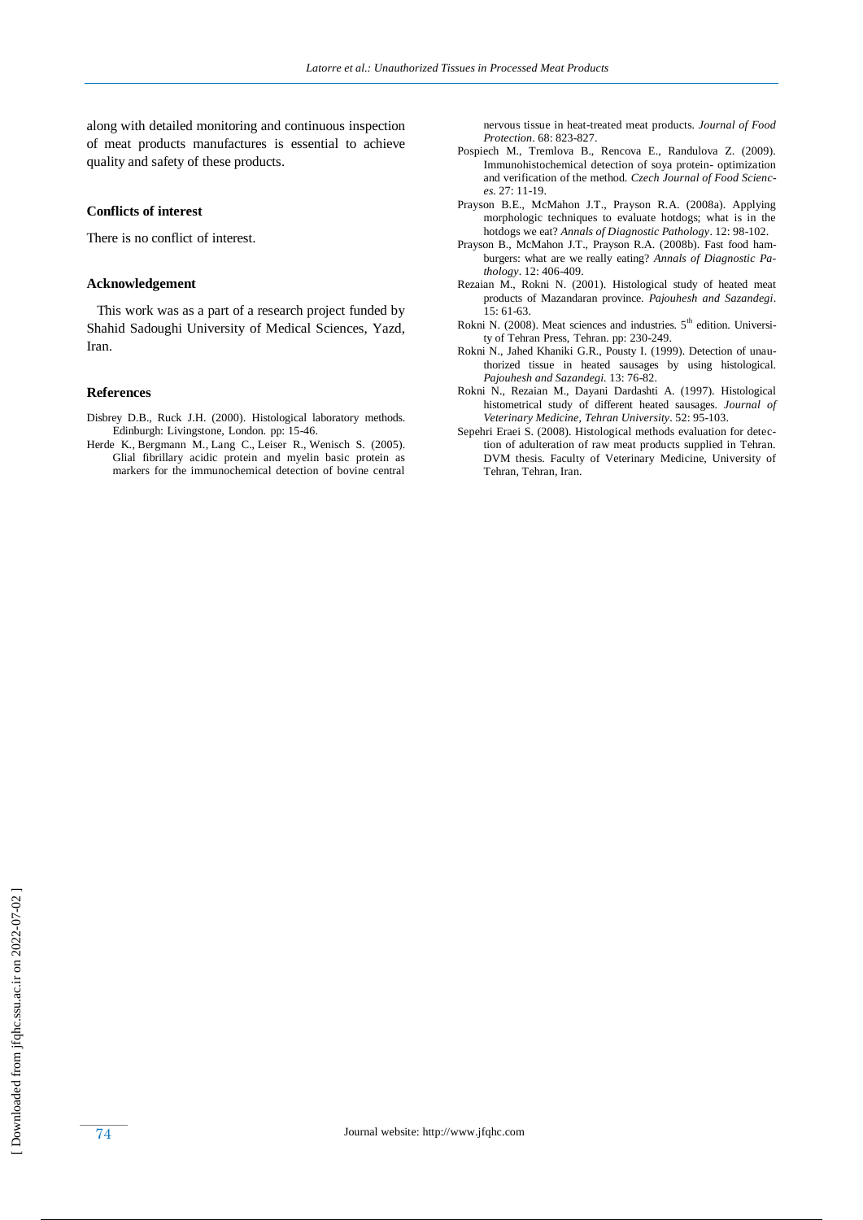along with detailed monitoring and continuous inspection of meat products manufactures is essential to achieve quality and safety of these products.

### Conflicts of interest

There is no conflict of interest.

### Acknowledgement

This work was as a part of a research project funded by Shahid Sadoughi University of Medical Sciences, Yazd, Iran.

### References

Disbrey D.B., Ruck J.H. (2000). Histological laboratory methods. Edinburgh: Livingstone, London. pp: 15-46.

Herde K., Bergmann M., Lang C., Leiser R., Wenisch S. (2005). Glial fibrillary acidic protein and myelin basic protein as markers for the immunochemical detection of bovine central nervous tissue in heat-treated meat products. *Journal of Food Protection*. 68: 823-827.

Pospiech M., Tremlova B., Rencova E., Randulova Z. (2009). Immunohistochemical detection of soya protein- optimization and verification of the method. *Czech Journal of Food Sciences*. 27: 11-19.

Prayson B.E., McMahon J.T., Prayson R.A. (2008a). Applying morphologic techniques to evaluate hotdogs; what is in the hotdogs we eat? *Annals of Diagnostic Pathology*. 12: 98-102.

Prayson B., McMahon J.T., Prayson R.A. (2008b). Fast food hamburgers: what are we really eating? *Annals of Diagnostic Pathology*. 12: 406-409.

Rezaian M., Rokni N. (2001). Histological study of heated meat products of Mazandaran province. *Pajouhesh and Sazandegi*. 15: 61-63.

Rokni N. (2008). Meat sciences and industries. 5th edition. University of Tehran Press, Tehran. pp: 230-249.

Rokni N., Jahed Khaniki G.R., Pousty I. (1999). Detection of unauthorized tissue in heated sausages by using histological. *Pajouhesh and Sazandegi*. 13: 76-82.

Rokni N., Rezaian M., Dayani Dardashti A. (1997). Histological histometrical study of different heated sausages. *Journal of Veterinary Medicine, Tehran University*. 52: 95-103.

Sepehri Eraei S. (2008). Histological methods evaluation for detection of adulteration of raw meat products supplied in Tehran. DVM thesis. Faculty of Veterinary Medicine, University of Tehran, Tehran, Iran.